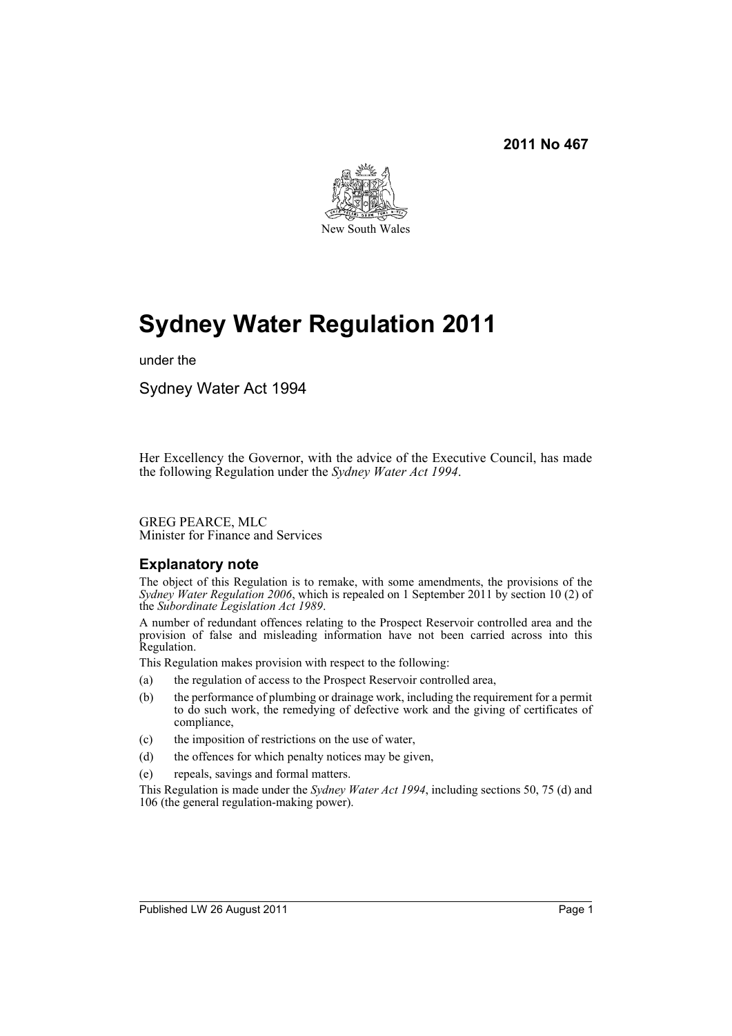**2011 No 467**

New South Wales

# Sydney Water Regulation 2011

under the

Sydney Water Act 1994

Her Excellency the Governor, with the advice of the Executive Council, has made the following Regulation under the *Sydney Water Act 1994*.

GREG PEARCE, MLC
Minister for Finance and Services

## Explanatory note

The object of this Regulation is to remake, with some amendments, the provisions of the *Sydney Water Regulation 2006*, which is repealed on 1 September 2011 by section 10 (2) of the *Subordinate Legislation Act 1989*.

A number of redundant offences relating to the Prospect Reservoir controlled area and the provision of false and misleading information have not been carried across into this Regulation.

This Regulation makes provision with respect to the following:

(a) the regulation of access to the Prospect Reservoir controlled area,

(b) the performance of plumbing or drainage work, including the requirement for a permit to do such work, the remedying of defective work and the giving of certificates of compliance,

(c) the imposition of restrictions on the use of water,

(d) the offences for which penalty notices may be given,

(e) repeals, savings and formal matters.

This Regulation is made under the *Sydney Water Act 1994*, including sections 50, 75 (d) and 106 (the general regulation-making power).

Published LW 26 August 2011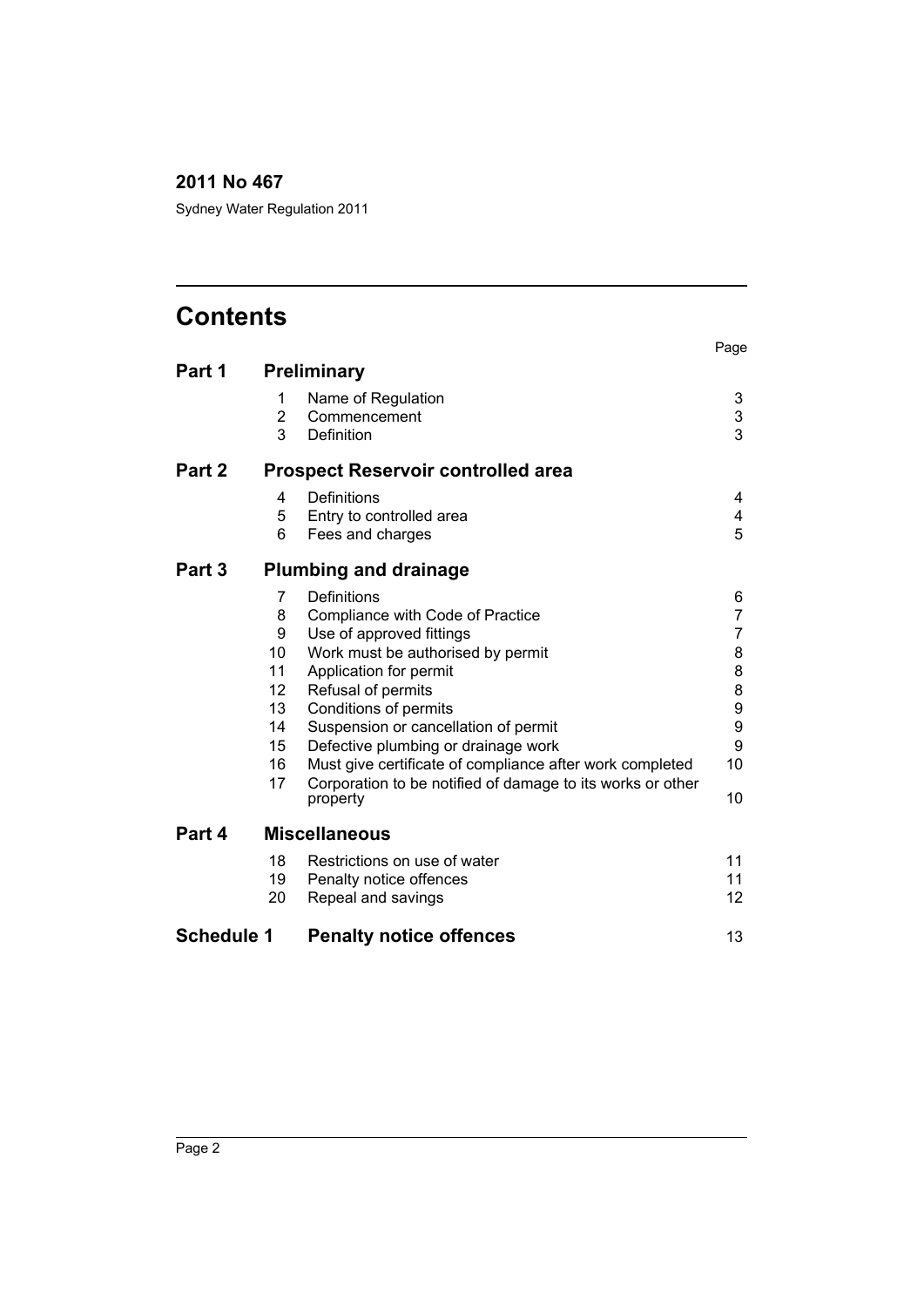**2011 No 467**

Sydney Water Regulation 2011

# Contents

| | | | Page |
|---|---|---|---|
| **Part 1** | | **Preliminary** | |
| | 1 | Name of Regulation | 3 |
| | 2 | Commencement | 3 |
| | 3 | Definition | 3 |
| **Part 2** | | **Prospect Reservoir controlled area** | |
| | 4 | Definitions | 4 |
| | 5 | Entry to controlled area | 4 |
| | 6 | Fees and charges | 5 |
| **Part 3** | | **Plumbing and drainage** | |
| | 7 | Definitions | 6 |
| | 8 | Compliance with Code of Practice | 7 |
| | 9 | Use of approved fittings | 7 |
| | 10 | Work must be authorised by permit | 8 |
| | 11 | Application for permit | 8 |
| | 12 | Refusal of permits | 8 |
| | 13 | Conditions of permits | 9 |
| | 14 | Suspension or cancellation of permit | 9 |
| | 15 | Defective plumbing or drainage work | 9 |
| | 16 | Must give certificate of compliance after work completed | 10 |
| | 17 | Corporation to be notified of damage to its works or other property | 10 |
| **Part 4** | | **Miscellaneous** | |
| | 18 | Restrictions on use of water | 11 |
| | 19 | Penalty notice offences | 11 |
| | 20 | Repeal and savings | 12 |
| **Schedule 1** | | **Penalty notice offences** | 13 |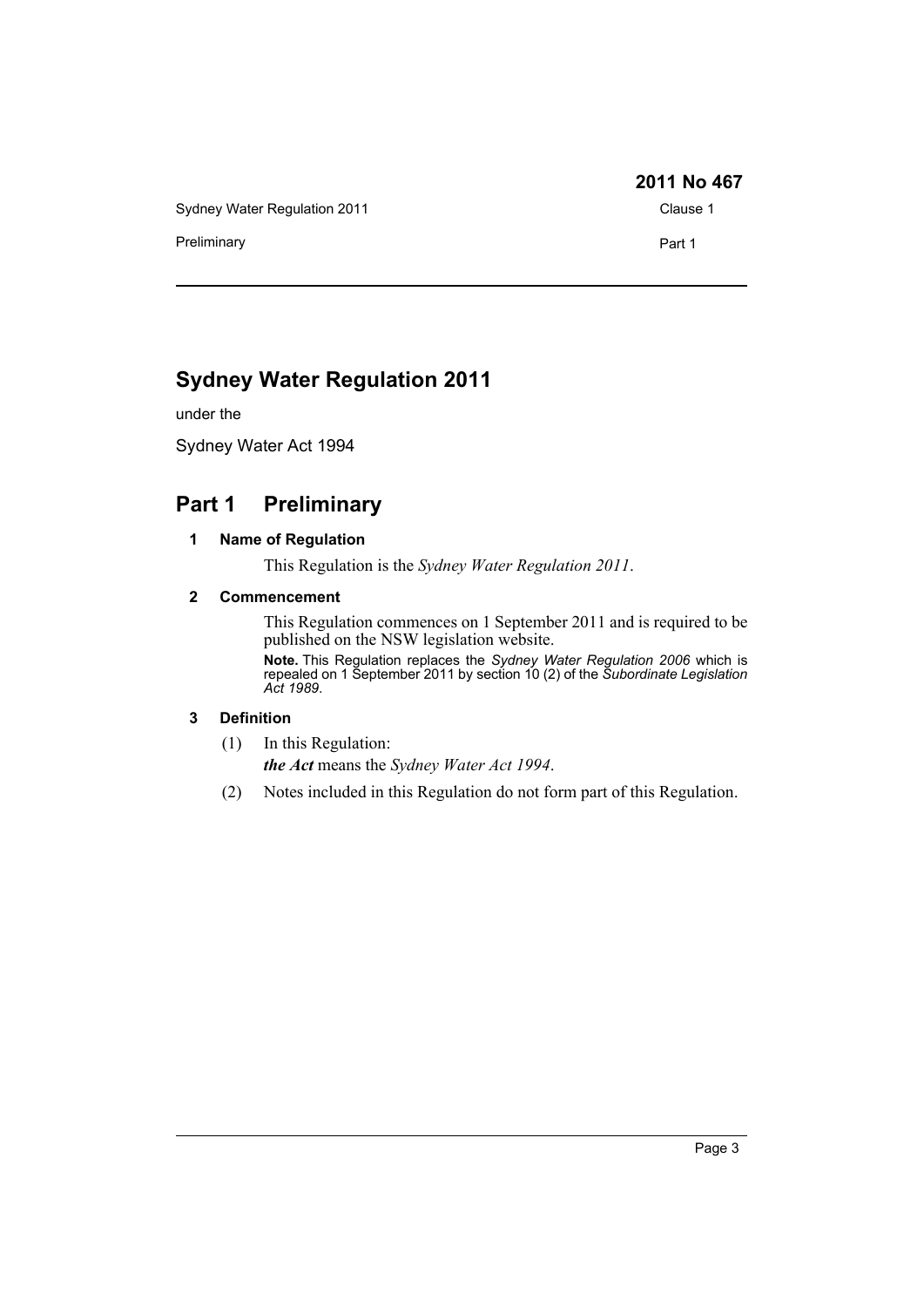# Sydney Water Regulation 2011

under the

Sydney Water Act 1994

## Part 1 Preliminary

### 1 Name of Regulation

This Regulation is the *Sydney Water Regulation 2011*.

### 2 Commencement

This Regulation commences on 1 September 2011 and is required to be published on the NSW legislation website.

**Note.** This Regulation replaces the *Sydney Water Regulation 2006* which is repealed on 1 September 2011 by section 10 (2) of the *Subordinate Legislation Act 1989*.

### 3 Definition

(1) In this Regulation:

***the Act*** means the *Sydney Water Act 1994*.

(2) Notes included in this Regulation do not form part of this Regulation.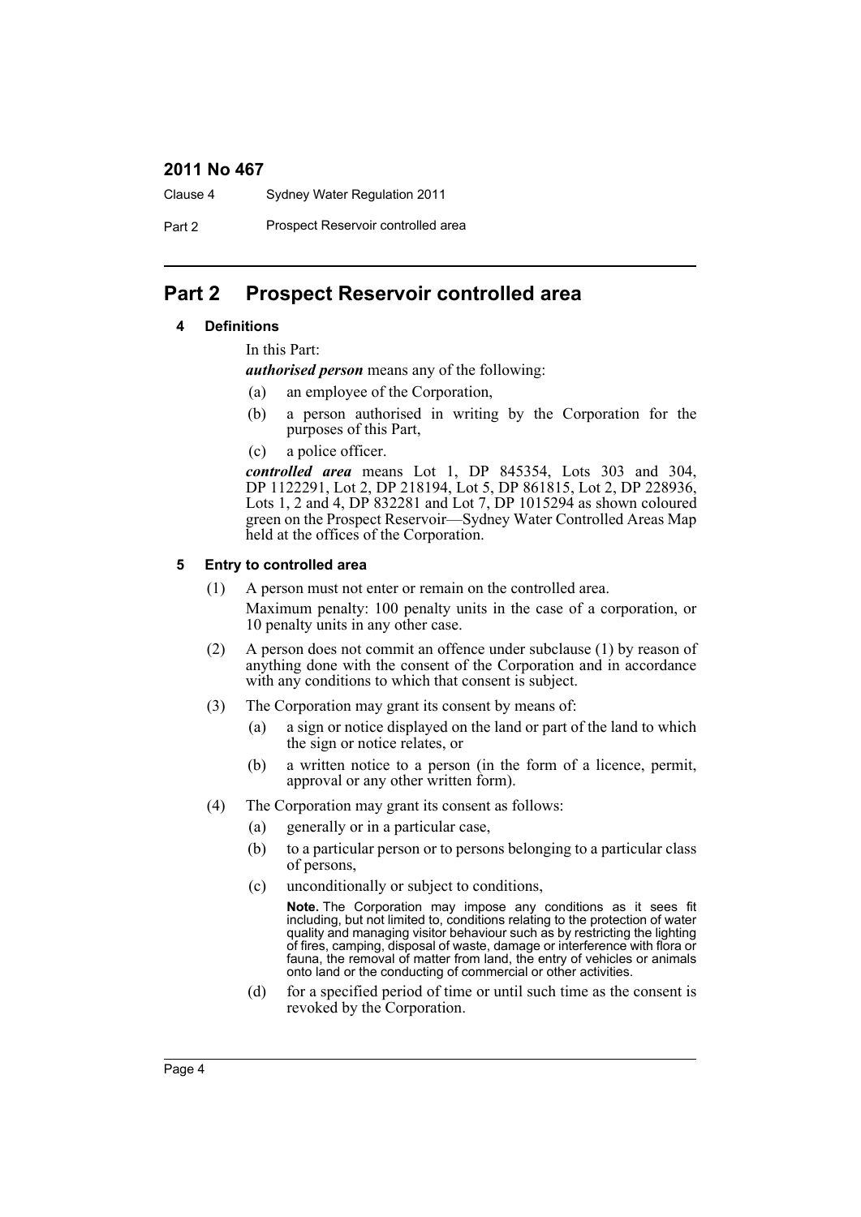## Part 2 Prospect Reservoir controlled area

### 4 Definitions

In this Part:

***authorised person*** means any of the following:

(a) an employee of the Corporation,

(b) a person authorised in writing by the Corporation for the purposes of this Part,

(c) a police officer.

***controlled area*** means Lot 1, DP 845354, Lots 303 and 304, DP 1122291, Lot 2, DP 218194, Lot 5, DP 861815, Lot 2, DP 228936, Lots 1, 2 and 4, DP 832281 and Lot 7, DP 1015294 as shown coloured green on the Prospect Reservoir—Sydney Water Controlled Areas Map held at the offices of the Corporation.

### 5 Entry to controlled area

(1) A person must not enter or remain on the controlled area.

Maximum penalty: 100 penalty units in the case of a corporation, or 10 penalty units in any other case.

(2) A person does not commit an offence under subclause (1) by reason of anything done with the consent of the Corporation and in accordance with any conditions to which that consent is subject.

(3) The Corporation may grant its consent by means of:

(a) a sign or notice displayed on the land or part of the land to which the sign or notice relates, or

(b) a written notice to a person (in the form of a licence, permit, approval or any other written form).

(4) The Corporation may grant its consent as follows:

(a) generally or in a particular case,

(b) to a particular person or to persons belonging to a particular class of persons,

(c) unconditionally or subject to conditions,

**Note.** The Corporation may impose any conditions as it sees fit including, but not limited to, conditions relating to the protection of water quality and managing visitor behaviour such as by restricting the lighting of fires, camping, disposal of waste, damage or interference with flora or fauna, the removal of matter from land, the entry of vehicles or animals onto land or the conducting of commercial or other activities.

(d) for a specified period of time or until such time as the consent is revoked by the Corporation.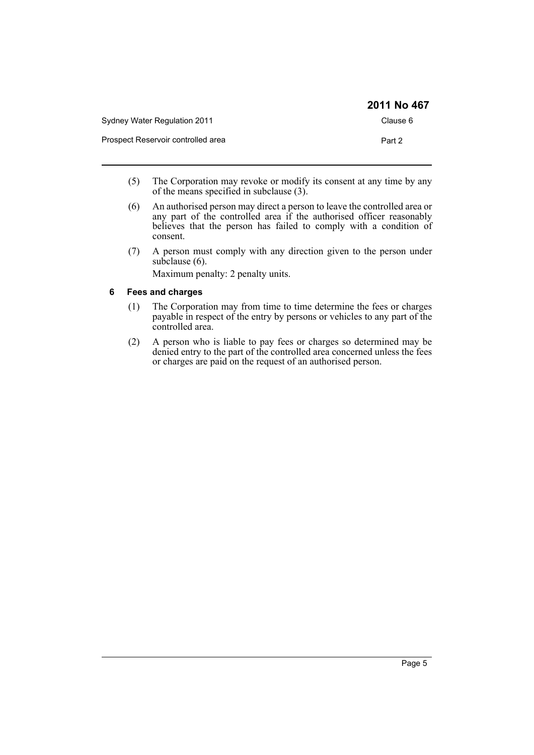(5) The Corporation may revoke or modify its consent at any time by any of the means specified in subclause (3).

(6) An authorised person may direct a person to leave the controlled area or any part of the controlled area if the authorised officer reasonably believes that the person has failed to comply with a condition of consent.

(7) A person must comply with any direction given to the person under subclause (6).

Maximum penalty: 2 penalty units.

### 6 Fees and charges

(1) The Corporation may from time to time determine the fees or charges payable in respect of the entry by persons or vehicles to any part of the controlled area.

(2) A person who is liable to pay fees or charges so determined may be denied entry to the part of the controlled area concerned unless the fees or charges are paid on the request of an authorised person.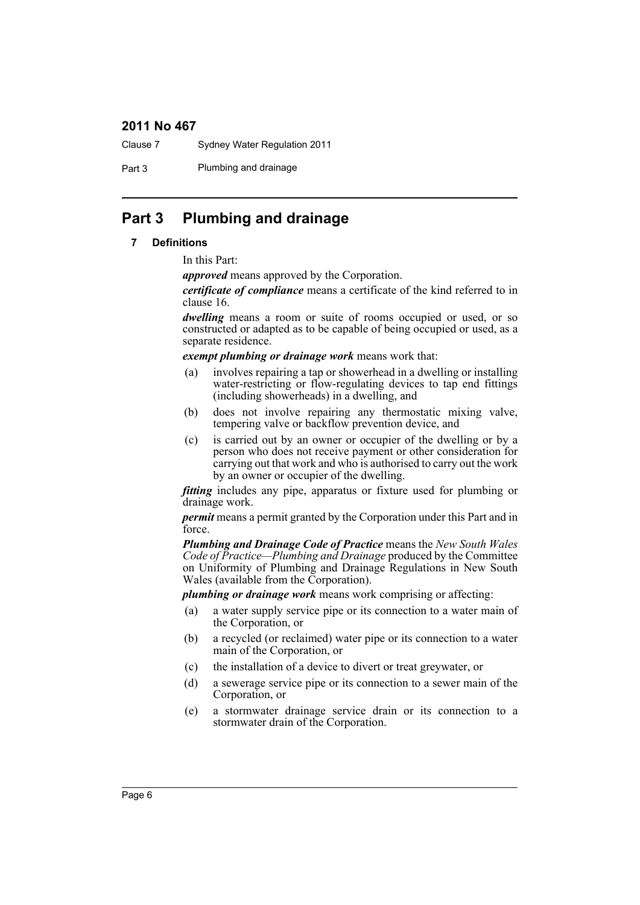# Part 3 Plumbing and drainage

## 7 Definitions

In this Part:

***approved*** means approved by the Corporation.

***certificate of compliance*** means a certificate of the kind referred to in clause 16.

***dwelling*** means a room or suite of rooms occupied or used, or so constructed or adapted as to be capable of being occupied or used, as a separate residence.

***exempt plumbing or drainage work*** means work that:

- (a) involves repairing a tap or showerhead in a dwelling or installing water-restricting or flow-regulating devices to tap end fittings (including showerheads) in a dwelling, and
- (b) does not involve repairing any thermostatic mixing valve, tempering valve or backflow prevention device, and
- (c) is carried out by an owner or occupier of the dwelling or by a person who does not receive payment or other consideration for carrying out that work and who is authorised to carry out the work by an owner or occupier of the dwelling.

***fitting*** includes any pipe, apparatus or fixture used for plumbing or drainage work.

***permit*** means a permit granted by the Corporation under this Part and in force.

***Plumbing and Drainage Code of Practice*** means the *New South Wales Code of Practice—Plumbing and Drainage* produced by the Committee on Uniformity of Plumbing and Drainage Regulations in New South Wales (available from the Corporation).

***plumbing or drainage work*** means work comprising or affecting:

- (a) a water supply service pipe or its connection to a water main of the Corporation, or
- (b) a recycled (or reclaimed) water pipe or its connection to a water main of the Corporation, or
- (c) the installation of a device to divert or treat greywater, or
- (d) a sewerage service pipe or its connection to a sewer main of the Corporation, or
- (e) a stormwater drainage service drain or its connection to a stormwater drain of the Corporation.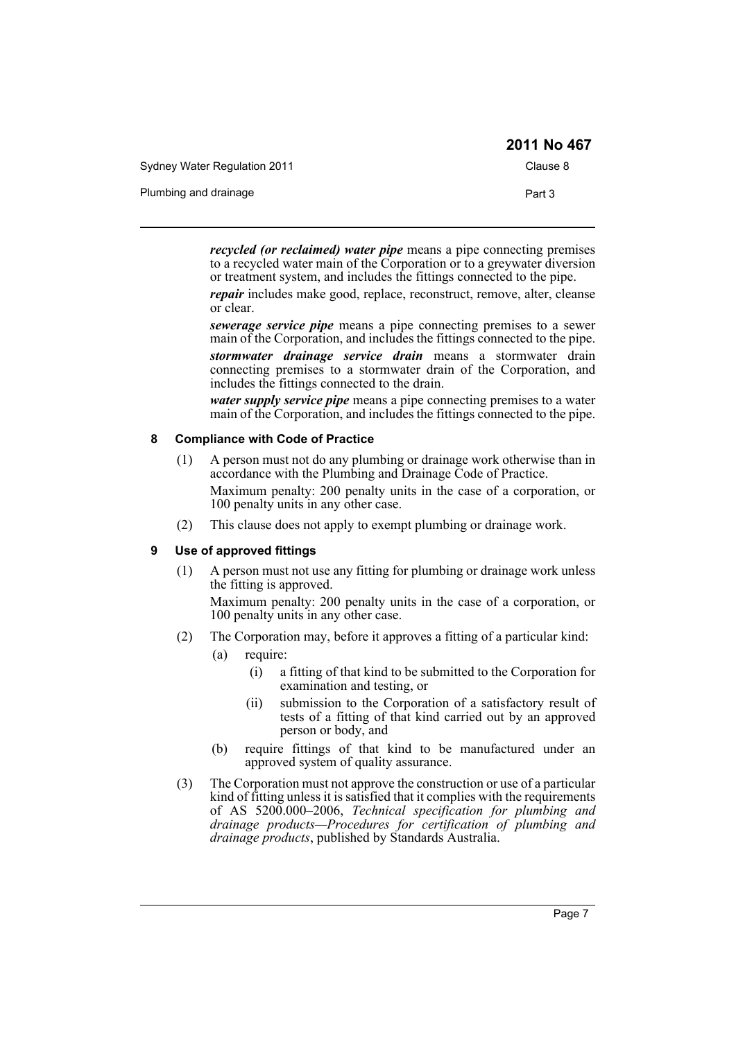***recycled (or reclaimed) water pipe*** means a pipe connecting premises to a recycled water main of the Corporation or to a greywater diversion or treatment system, and includes the fittings connected to the pipe.

***repair*** includes make good, replace, reconstruct, remove, alter, cleanse or clear.

***sewerage service pipe*** means a pipe connecting premises to a sewer main of the Corporation, and includes the fittings connected to the pipe.

***stormwater drainage service drain*** means a stormwater drain connecting premises to a stormwater drain of the Corporation, and includes the fittings connected to the drain.

***water supply service pipe*** means a pipe connecting premises to a water main of the Corporation, and includes the fittings connected to the pipe.

### 8 Compliance with Code of Practice

(1) A person must not do any plumbing or drainage work otherwise than in accordance with the Plumbing and Drainage Code of Practice.

Maximum penalty: 200 penalty units in the case of a corporation, or 100 penalty units in any other case.

(2) This clause does not apply to exempt plumbing or drainage work.

### 9 Use of approved fittings

(1) A person must not use any fitting for plumbing or drainage work unless the fitting is approved.

Maximum penalty: 200 penalty units in the case of a corporation, or 100 penalty units in any other case.

(2) The Corporation may, before it approves a fitting of a particular kind:

- (a) require:
  - (i) a fitting of that kind to be submitted to the Corporation for examination and testing, or
  - (ii) submission to the Corporation of a satisfactory result of tests of a fitting of that kind carried out by an approved person or body, and
- (b) require fittings of that kind to be manufactured under an approved system of quality assurance.

(3) The Corporation must not approve the construction or use of a particular kind of fitting unless it is satisfied that it complies with the requirements of AS 5200.000–2006, *Technical specification for plumbing and drainage products—Procedures for certification of plumbing and drainage products*, published by Standards Australia.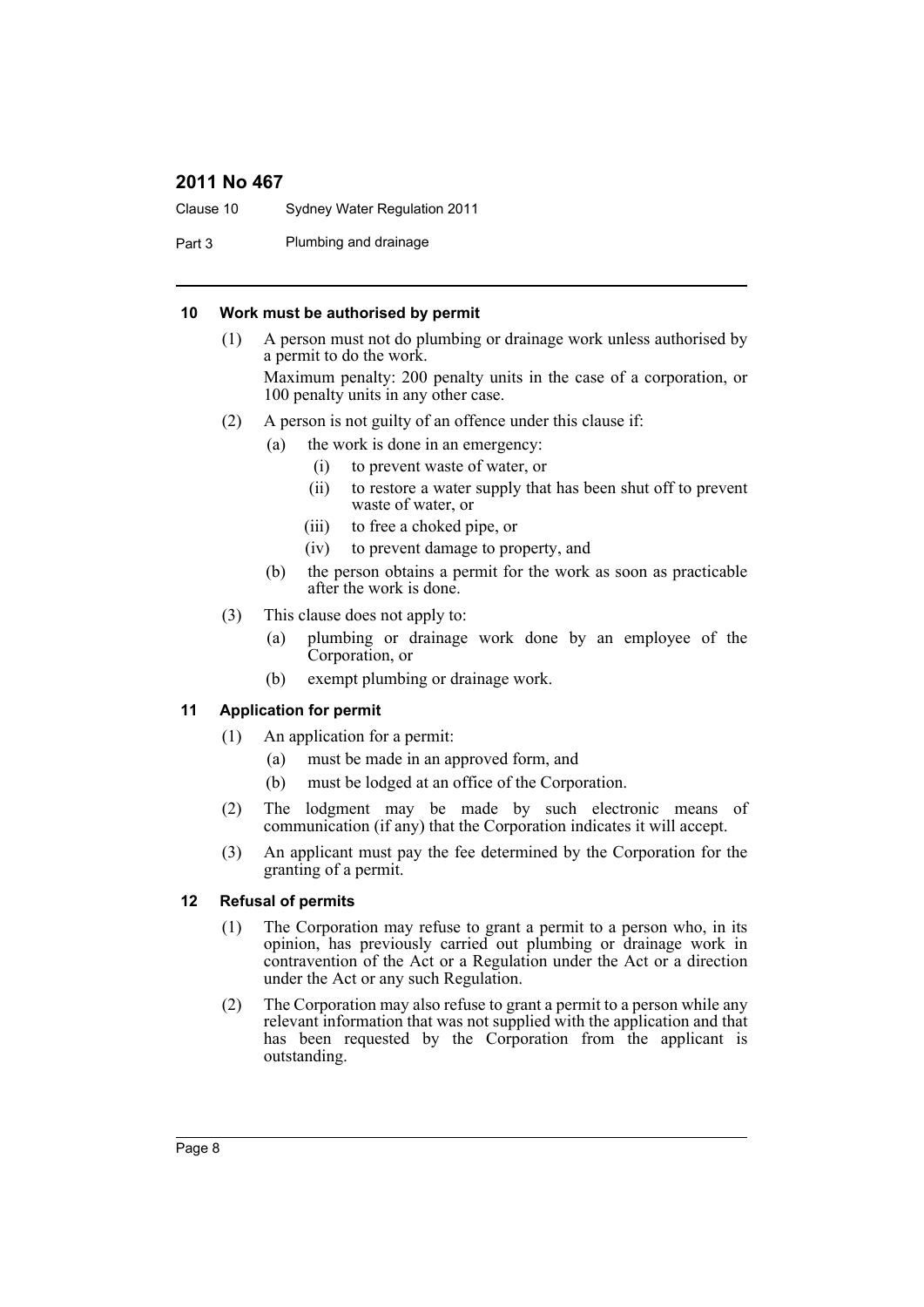#### 10 Work must be authorised by permit

(1) A person must not do plumbing or drainage work unless authorised by a permit to do the work.

Maximum penalty: 200 penalty units in the case of a corporation, or 100 penalty units in any other case.

(2) A person is not guilty of an offence under this clause if:

- (a) the work is done in an emergency:
  - (i) to prevent waste of water, or
  - (ii) to restore a water supply that has been shut off to prevent waste of water, or
  - (iii) to free a choked pipe, or
  - (iv) to prevent damage to property, and
- (b) the person obtains a permit for the work as soon as practicable after the work is done.

(3) This clause does not apply to:

- (a) plumbing or drainage work done by an employee of the Corporation, or
- (b) exempt plumbing or drainage work.

#### 11 Application for permit

(1) An application for a permit:

- (a) must be made in an approved form, and
- (b) must be lodged at an office of the Corporation.

(2) The lodgment may be made by such electronic means of communication (if any) that the Corporation indicates it will accept.

(3) An applicant must pay the fee determined by the Corporation for the granting of a permit.

#### 12 Refusal of permits

(1) The Corporation may refuse to grant a permit to a person who, in its opinion, has previously carried out plumbing or drainage work in contravention of the Act or a Regulation under the Act or a direction under the Act or any such Regulation.

(2) The Corporation may also refuse to grant a permit to a person while any relevant information that was not supplied with the application and that has been requested by the Corporation from the applicant is outstanding.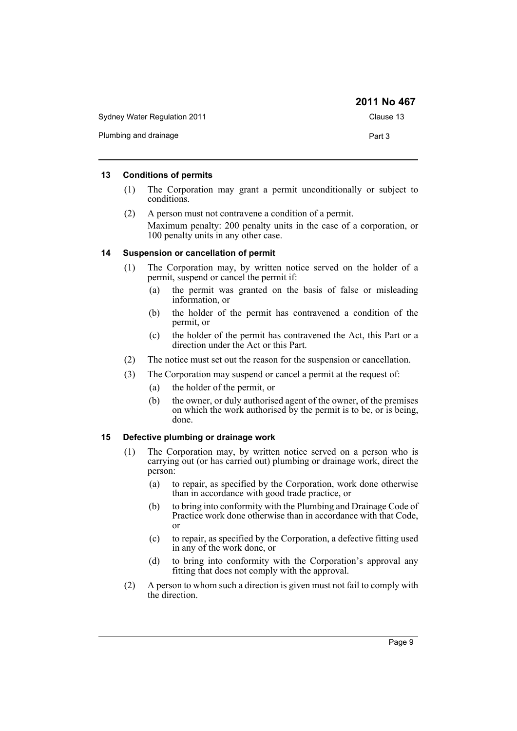### 13 Conditions of permits

(1) The Corporation may grant a permit unconditionally or subject to conditions.

(2) A person must not contravene a condition of a permit.

Maximum penalty: 200 penalty units in the case of a corporation, or 100 penalty units in any other case.

### 14 Suspension or cancellation of permit

(1) The Corporation may, by written notice served on the holder of a permit, suspend or cancel the permit if:

- (a) the permit was granted on the basis of false or misleading information, or
- (b) the holder of the permit has contravened a condition of the permit, or
- (c) the holder of the permit has contravened the Act, this Part or a direction under the Act or this Part.

(2) The notice must set out the reason for the suspension or cancellation.

(3) The Corporation may suspend or cancel a permit at the request of:

- (a) the holder of the permit, or
- (b) the owner, or duly authorised agent of the owner, of the premises on which the work authorised by the permit is to be, or is being, done.

### 15 Defective plumbing or drainage work

(1) The Corporation may, by written notice served on a person who is carrying out (or has carried out) plumbing or drainage work, direct the person:

- (a) to repair, as specified by the Corporation, work done otherwise than in accordance with good trade practice, or
- (b) to bring into conformity with the Plumbing and Drainage Code of Practice work done otherwise than in accordance with that Code, or
- (c) to repair, as specified by the Corporation, a defective fitting used in any of the work done, or
- (d) to bring into conformity with the Corporation's approval any fitting that does not comply with the approval.

(2) A person to whom such a direction is given must not fail to comply with the direction.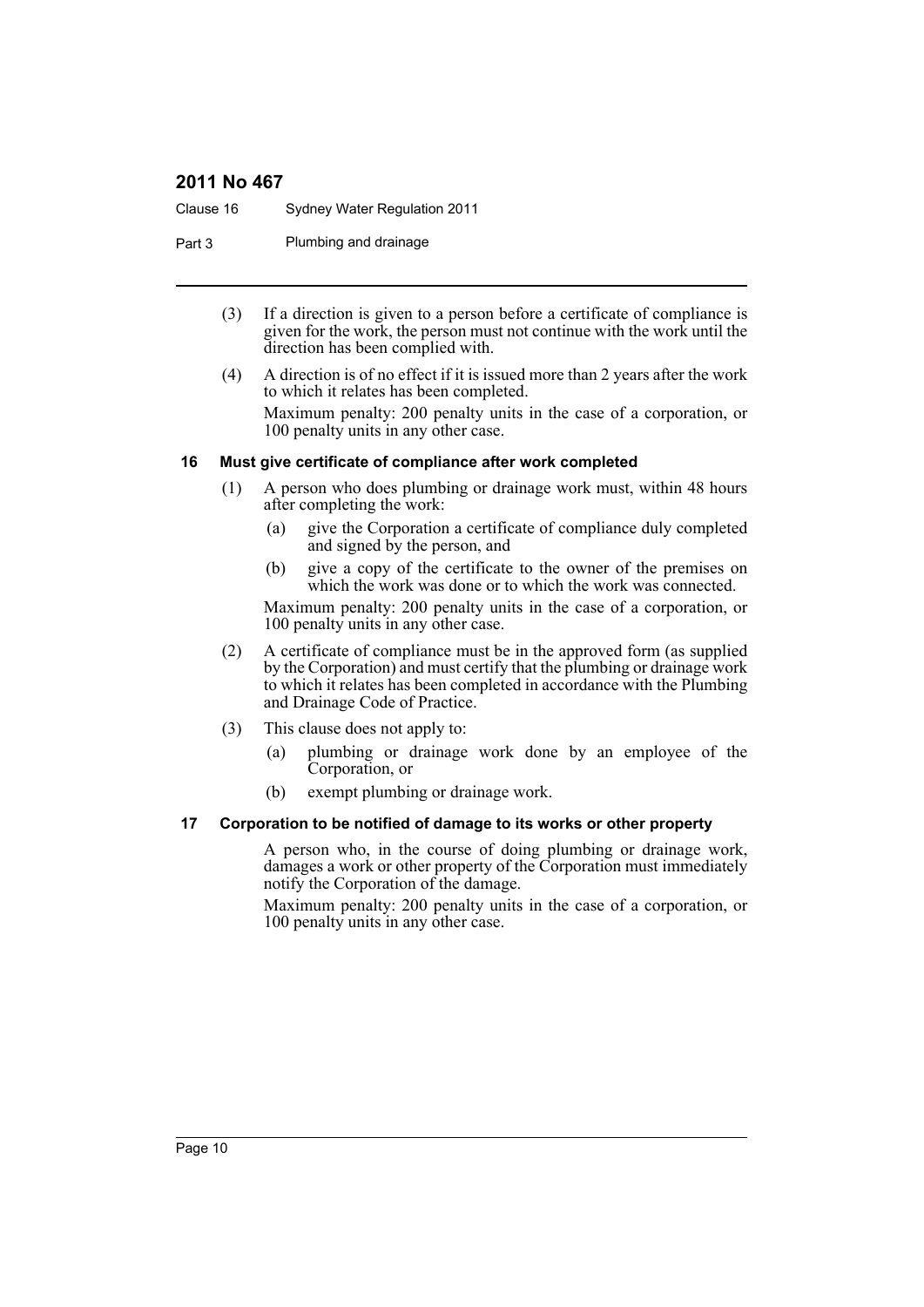(3) If a direction is given to a person before a certificate of compliance is given for the work, the person must not continue with the work until the direction has been complied with.

(4) A direction is of no effect if it is issued more than 2 years after the work to which it relates has been completed.

Maximum penalty: 200 penalty units in the case of a corporation, or 100 penalty units in any other case.

### 16 Must give certificate of compliance after work completed

(1) A person who does plumbing or drainage work must, within 48 hours after completing the work:

- (a) give the Corporation a certificate of compliance duly completed and signed by the person, and
- (b) give a copy of the certificate to the owner of the premises on which the work was done or to which the work was connected.

Maximum penalty: 200 penalty units in the case of a corporation, or 100 penalty units in any other case.

(2) A certificate of compliance must be in the approved form (as supplied by the Corporation) and must certify that the plumbing or drainage work to which it relates has been completed in accordance with the Plumbing and Drainage Code of Practice.

(3) This clause does not apply to:

- (a) plumbing or drainage work done by an employee of the Corporation, or
- (b) exempt plumbing or drainage work.

### 17 Corporation to be notified of damage to its works or other property

A person who, in the course of doing plumbing or drainage work, damages a work or other property of the Corporation must immediately notify the Corporation of the damage.

Maximum penalty: 200 penalty units in the case of a corporation, or 100 penalty units in any other case.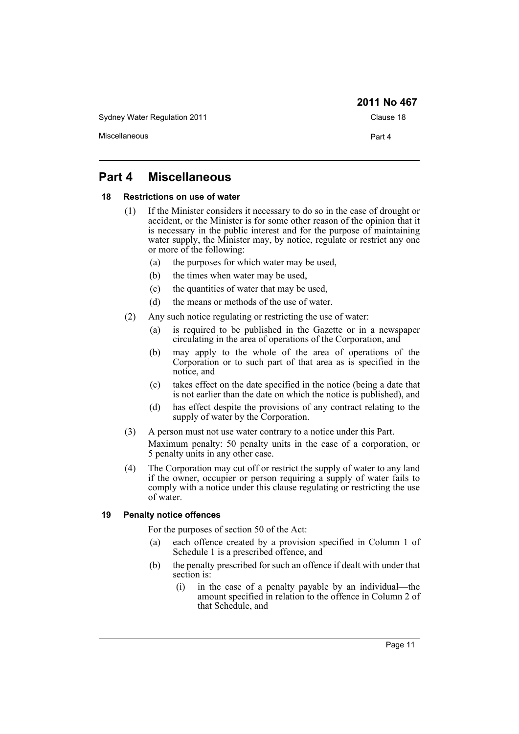## Part 4 Miscellaneous

### 18 Restrictions on use of water

(1) If the Minister considers it necessary to do so in the case of drought or accident, or the Minister is for some other reason of the opinion that it is necessary in the public interest and for the purpose of maintaining water supply, the Minister may, by notice, regulate or restrict any one or more of the following:

- (a) the purposes for which water may be used,
- (b) the times when water may be used,
- (c) the quantities of water that may be used,
- (d) the means or methods of the use of water.

(2) Any such notice regulating or restricting the use of water:

- (a) is required to be published in the Gazette or in a newspaper circulating in the area of operations of the Corporation, and
- (b) may apply to the whole of the area of operations of the Corporation or to such part of that area as is specified in the notice, and
- (c) takes effect on the date specified in the notice (being a date that is not earlier than the date on which the notice is published), and
- (d) has effect despite the provisions of any contract relating to the supply of water by the Corporation.

(3) A person must not use water contrary to a notice under this Part.

Maximum penalty: 50 penalty units in the case of a corporation, or 5 penalty units in any other case.

(4) The Corporation may cut off or restrict the supply of water to any land if the owner, occupier or person requiring a supply of water fails to comply with a notice under this clause regulating or restricting the use of water.

### 19 Penalty notice offences

For the purposes of section 50 of the Act:

- (a) each offence created by a provision specified in Column 1 of Schedule 1 is a prescribed offence, and
- (b) the penalty prescribed for such an offence if dealt with under that section is:
  - (i) in the case of a penalty payable by an individual—the amount specified in relation to the offence in Column 2 of that Schedule, and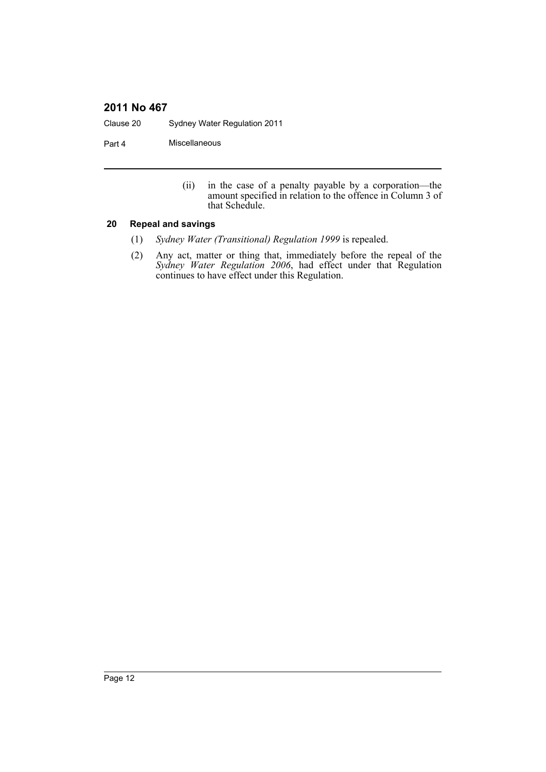(ii) in the case of a penalty payable by a corporation—the amount specified in relation to the offence in Column 3 of that Schedule.

### 20 Repeal and savings

(1) *Sydney Water (Transitional) Regulation 1999* is repealed.

(2) Any act, matter or thing that, immediately before the repeal of the *Sydney Water Regulation 2006*, had effect under that Regulation continues to have effect under this Regulation.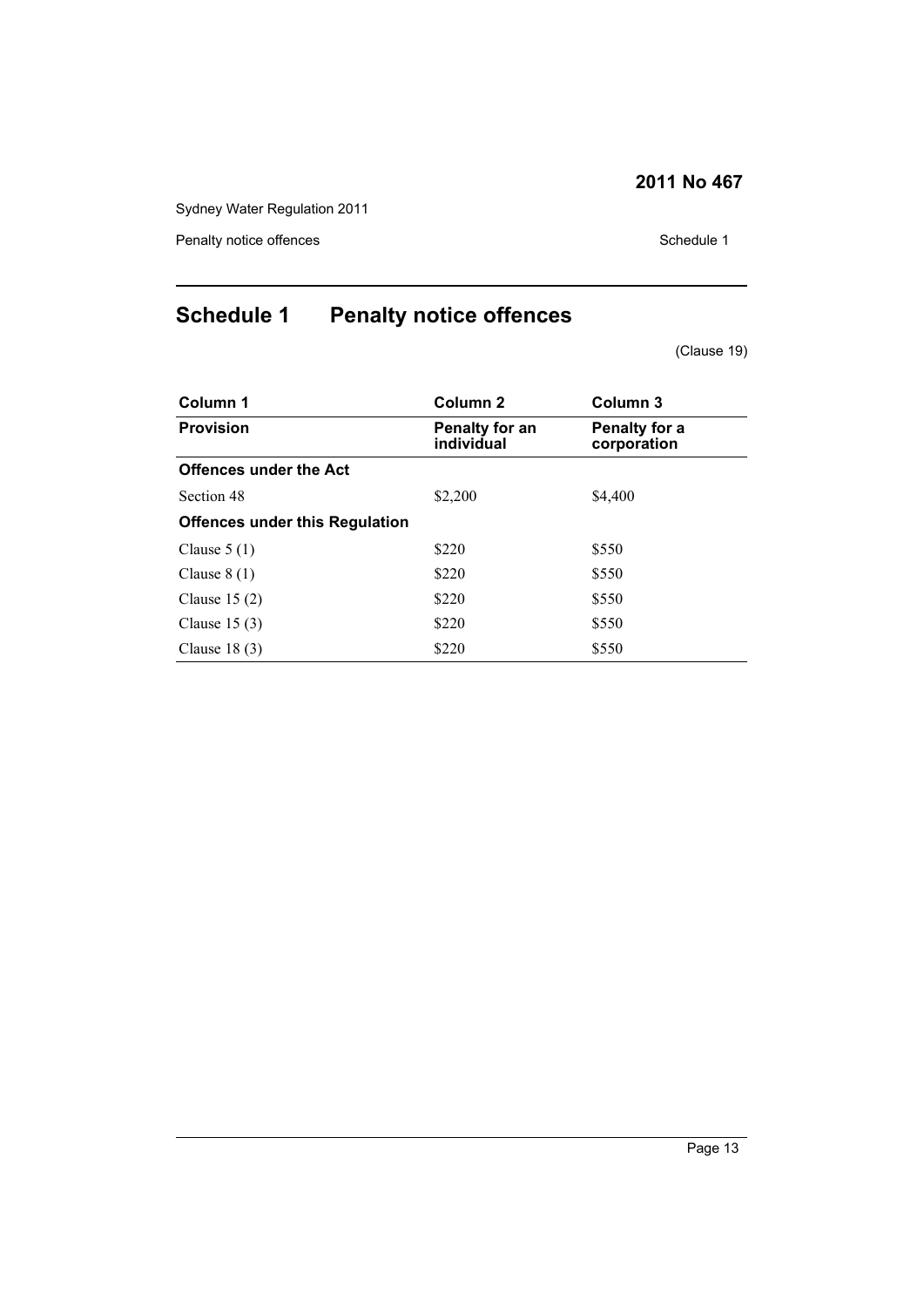# Schedule 1 Penalty notice offences

(Clause 19)

| Column 1 | Column 2 | Column 3 |
| --- | --- | --- |
| **Provision** | **Penalty for an individual** | **Penalty for a corporation** |
| **Offences under the Act** | | |
| Section 48 | \$2,200 | \$4,400 |
| **Offences under this Regulation** | | |
| Clause 5 (1) | \$220 | \$550 |
| Clause 8 (1) | \$220 | \$550 |
| Clause 15 (2) | \$220 | \$550 |
| Clause 15 (3) | \$220 | \$550 |
| Clause 18 (3) | \$220 | \$550 |